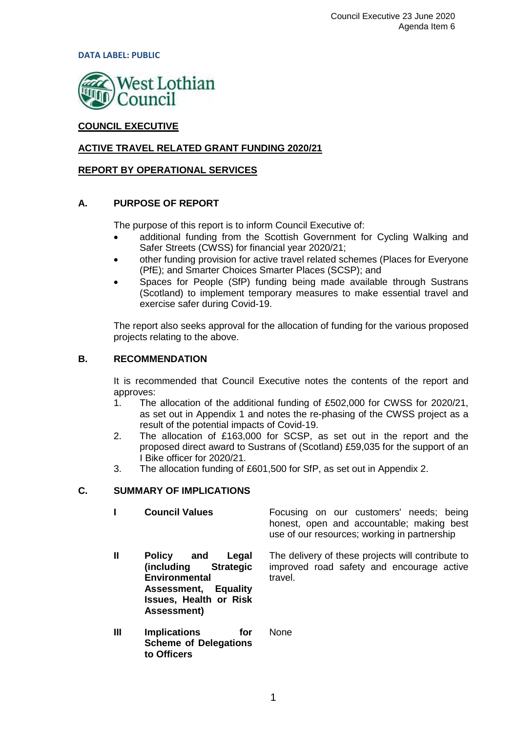DATA LABEL: PUBLIC

West Lothian Council

# COUNCIL EXECUTIVE

## ACTIVE TRAVEL RELATED GRANT FUNDING 2020/21

## REPORT BY OPERATIONAL SERVICES

### A. PURPOSE OF REPORT

The purpose of this report is to inform Council Executive of:

- additional funding from the Scottish Government for Cycling Walking and Safer Streets (CWSS) for financial year 2020/21;
- other funding provision for active travel related schemes (Places for Everyone (PfE); and Smarter Choices Smarter Places (SCSP); and
- Spaces for People (SfP) funding being made available through Sustrans (Scotland) to implement temporary measures to make essential travel and exercise safer during Covid-19.

The report also seeks approval for the allocation of funding for the various proposed projects relating to the above.

### B. RECOMMENDATION

It is recommended that Council Executive notes the contents of the report and approves:

1. The allocation of the additional funding of £502,000 for CWSS for 2020/21, as set out in Appendix 1 and notes the re-phasing of the CWSS project as a result of the potential impacts of Covid-19.
2. The allocation of £163,000 for SCSP, as set out in the report and the proposed direct award to Sustrans of (Scotland) £59,035 for the support of an I Bike officer for 2020/21.
3. The allocation funding of £601,500 for SfP, as set out in Appendix 2.

### C. SUMMARY OF IMPLICATIONS

| | | |
|---|---|---|
| I | **Council Values** | Focusing on our customers' needs; being honest, open and accountable; making best use of our resources; working in partnership |
| II | **Policy and Legal (including Strategic Environmental Assessment, Equality Issues, Health or Risk Assessment)** | The delivery of these projects will contribute to improved road safety and encourage active travel. |
| III | **Implications for Scheme of Delegations to Officers** | None |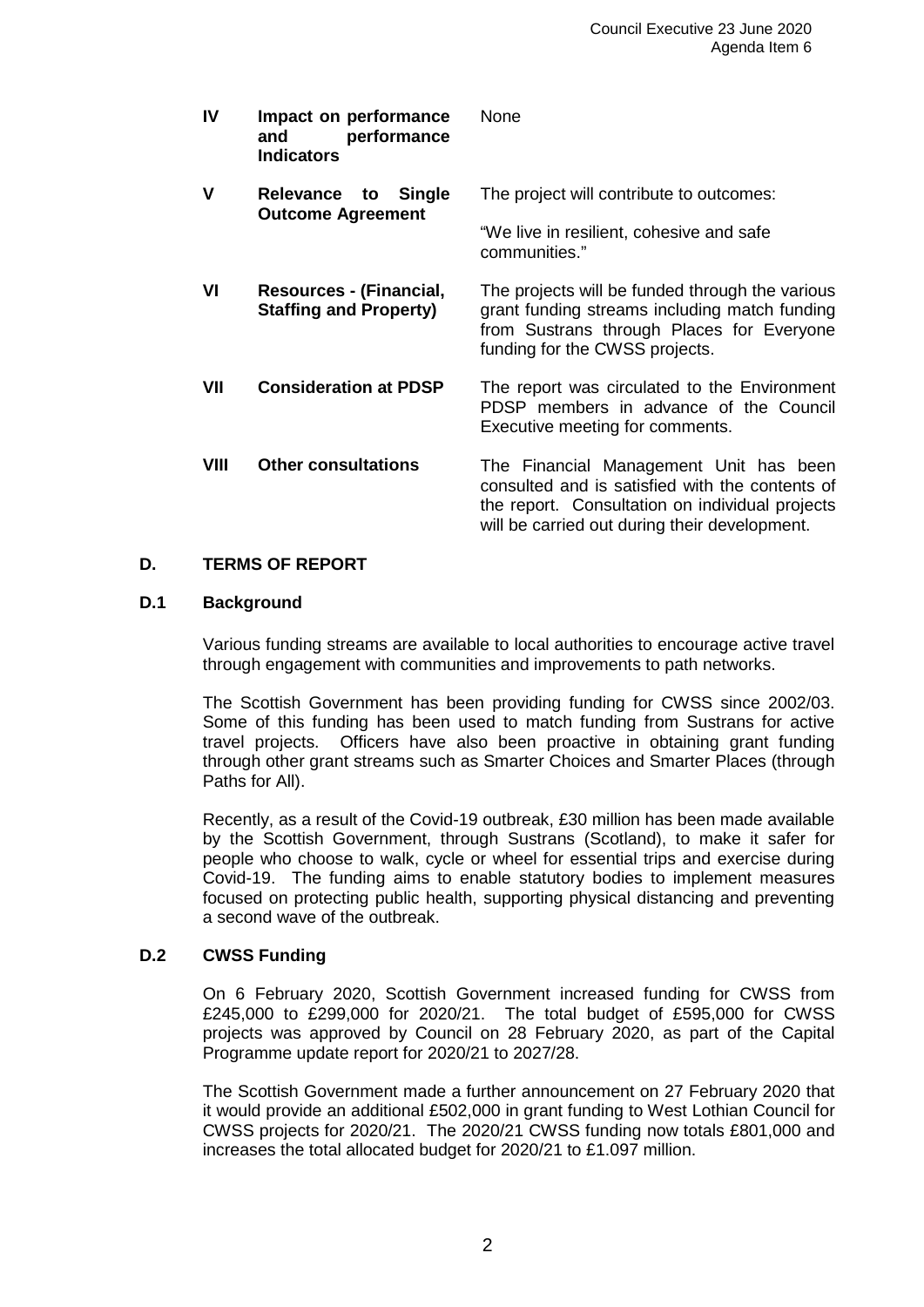| | | |
|---|---|---|
| **IV** | **Impact on performance and performance Indicators** | None |
| **V** | **Relevance to Single Outcome Agreement** | The project will contribute to outcomes:<br><br>"We live in resilient, cohesive and safe communities." |
| **VI** | **Resources - (Financial, Staffing and Property)** | The projects will be funded through the various grant funding streams including match funding from Sustrans through Places for Everyone funding for the CWSS projects. |
| **VII** | **Consideration at PDSP** | The report was circulated to the Environment PDSP members in advance of the Council Executive meeting for comments. |
| **VIII** | **Other consultations** | The Financial Management Unit has been consulted and is satisfied with the contents of the report. Consultation on individual projects will be carried out during their development. |

## D. TERMS OF REPORT

### D.1 Background

Various funding streams are available to local authorities to encourage active travel through engagement with communities and improvements to path networks.

The Scottish Government has been providing funding for CWSS since 2002/03. Some of this funding has been used to match funding from Sustrans for active travel projects. Officers have also been proactive in obtaining grant funding through other grant streams such as Smarter Choices and Smarter Places (through Paths for All).

Recently, as a result of the Covid-19 outbreak, £30 million has been made available by the Scottish Government, through Sustrans (Scotland), to make it safer for people who choose to walk, cycle or wheel for essential trips and exercise during Covid-19. The funding aims to enable statutory bodies to implement measures focused on protecting public health, supporting physical distancing and preventing a second wave of the outbreak.

### D.2 CWSS Funding

On 6 February 2020, Scottish Government increased funding for CWSS from £245,000 to £299,000 for 2020/21. The total budget of £595,000 for CWSS projects was approved by Council on 28 February 2020, as part of the Capital Programme update report for 2020/21 to 2027/28.

The Scottish Government made a further announcement on 27 February 2020 that it would provide an additional £502,000 in grant funding to West Lothian Council for CWSS projects for 2020/21. The 2020/21 CWSS funding now totals £801,000 and increases the total allocated budget for 2020/21 to £1.097 million.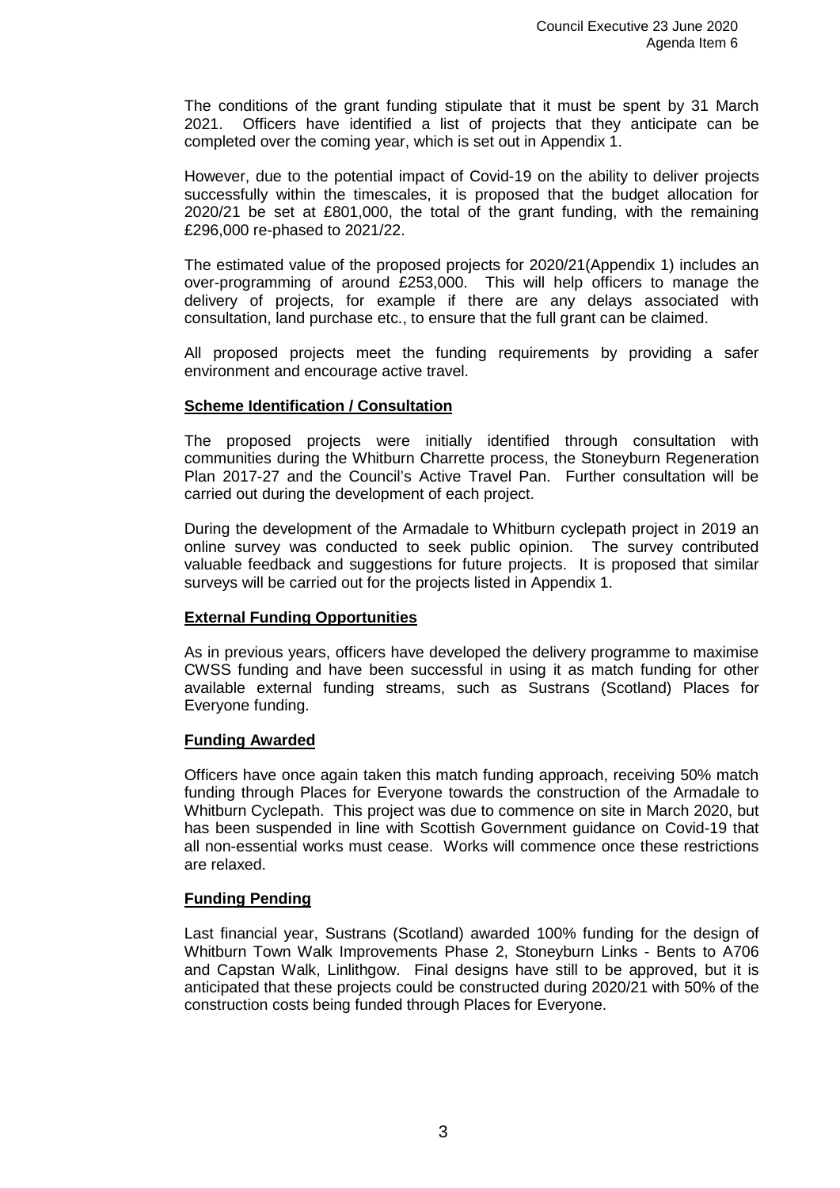The conditions of the grant funding stipulate that it must be spent by 31 March 2021. Officers have identified a list of projects that they anticipate can be completed over the coming year, which is set out in Appendix 1.

However, due to the potential impact of Covid-19 on the ability to deliver projects successfully within the timescales, it is proposed that the budget allocation for 2020/21 be set at £801,000, the total of the grant funding, with the remaining £296,000 re-phased to 2021/22.

The estimated value of the proposed projects for 2020/21(Appendix 1) includes an over-programming of around £253,000. This will help officers to manage the delivery of projects, for example if there are any delays associated with consultation, land purchase etc., to ensure that the full grant can be claimed.

All proposed projects meet the funding requirements by providing a safer environment and encourage active travel.

**Scheme Identification / Consultation**

The proposed projects were initially identified through consultation with communities during the Whitburn Charrette process, the Stoneyburn Regeneration Plan 2017-27 and the Council's Active Travel Pan. Further consultation will be carried out during the development of each project.

During the development of the Armadale to Whitburn cyclepath project in 2019 an online survey was conducted to seek public opinion. The survey contributed valuable feedback and suggestions for future projects. It is proposed that similar surveys will be carried out for the projects listed in Appendix 1.

**External Funding Opportunities**

As in previous years, officers have developed the delivery programme to maximise CWSS funding and have been successful in using it as match funding for other available external funding streams, such as Sustrans (Scotland) Places for Everyone funding.

**Funding Awarded**

Officers have once again taken this match funding approach, receiving 50% match funding through Places for Everyone towards the construction of the Armadale to Whitburn Cyclepath. This project was due to commence on site in March 2020, but has been suspended in line with Scottish Government guidance on Covid-19 that all non-essential works must cease. Works will commence once these restrictions are relaxed.

**Funding Pending**

Last financial year, Sustrans (Scotland) awarded 100% funding for the design of Whitburn Town Walk Improvements Phase 2, Stoneyburn Links - Bents to A706 and Capstan Walk, Linlithgow. Final designs have still to be approved, but it is anticipated that these projects could be constructed during 2020/21 with 50% of the construction costs being funded through Places for Everyone.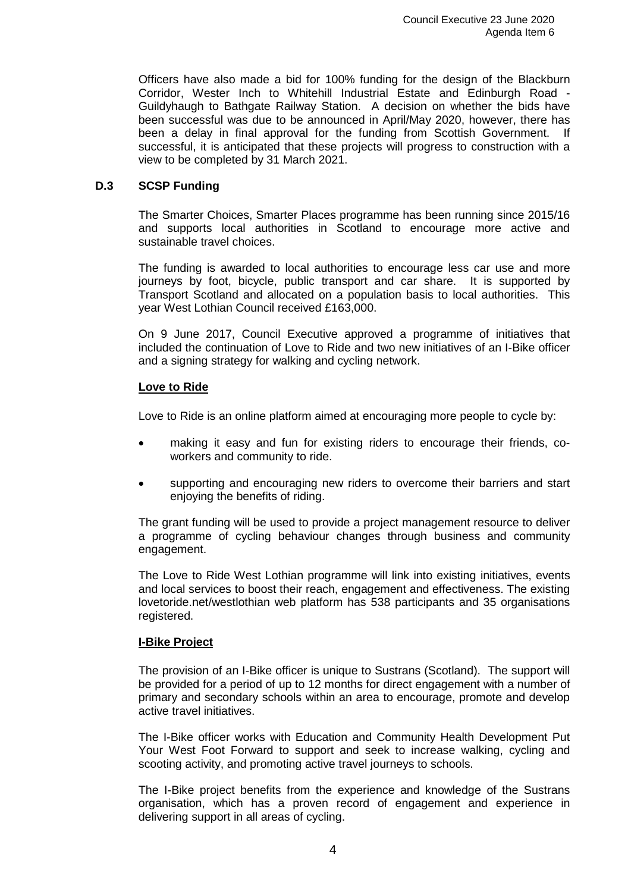Officers have also made a bid for 100% funding for the design of the Blackburn Corridor, Wester Inch to Whitehill Industrial Estate and Edinburgh Road - Guildyhaugh to Bathgate Railway Station. A decision on whether the bids have been successful was due to be announced in April/May 2020, however, there has been a delay in final approval for the funding from Scottish Government. If successful, it is anticipated that these projects will progress to construction with a view to be completed by 31 March 2021.

### D.3 SCSP Funding

The Smarter Choices, Smarter Places programme has been running since 2015/16 and supports local authorities in Scotland to encourage more active and sustainable travel choices.

The funding is awarded to local authorities to encourage less car use and more journeys by foot, bicycle, public transport and car share. It is supported by Transport Scotland and allocated on a population basis to local authorities. This year West Lothian Council received £163,000.

On 9 June 2017, Council Executive approved a programme of initiatives that included the continuation of Love to Ride and two new initiatives of an I-Bike officer and a signing strategy for walking and cycling network.

**Love to Ride**

Love to Ride is an online platform aimed at encouraging more people to cycle by:

- making it easy and fun for existing riders to encourage their friends, co-workers and community to ride.
- supporting and encouraging new riders to overcome their barriers and start enjoying the benefits of riding.

The grant funding will be used to provide a project management resource to deliver a programme of cycling behaviour changes through business and community engagement.

The Love to Ride West Lothian programme will link into existing initiatives, events and local services to boost their reach, engagement and effectiveness. The existing lovetoride.net/westlothian web platform has 538 participants and 35 organisations registered.

**I-Bike Project**

The provision of an I-Bike officer is unique to Sustrans (Scotland). The support will be provided for a period of up to 12 months for direct engagement with a number of primary and secondary schools within an area to encourage, promote and develop active travel initiatives.

The I-Bike officer works with Education and Community Health Development Put Your West Foot Forward to support and seek to increase walking, cycling and scooting activity, and promoting active travel journeys to schools.

The I-Bike project benefits from the experience and knowledge of the Sustrans organisation, which has a proven record of engagement and experience in delivering support in all areas of cycling.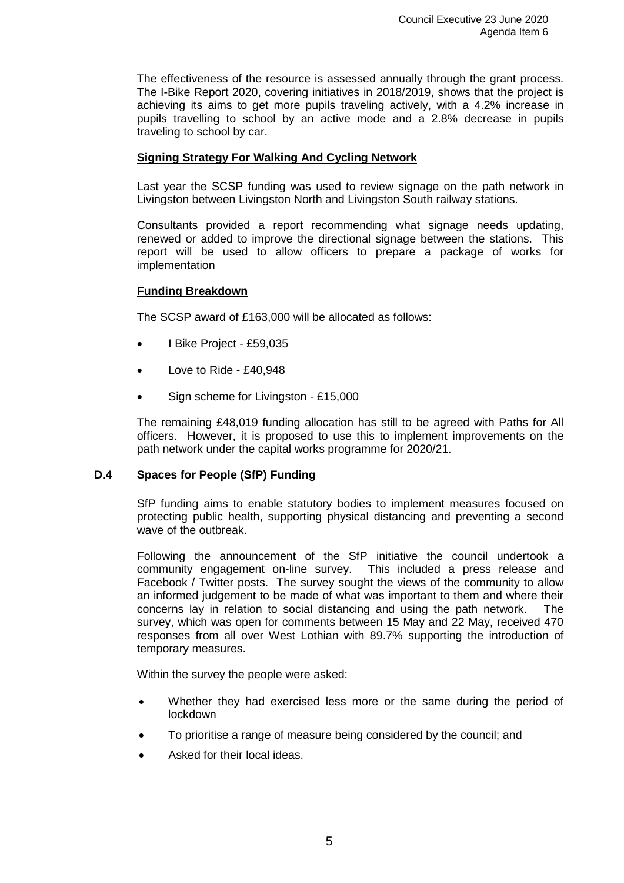The effectiveness of the resource is assessed annually through the grant process. The I-Bike Report 2020, covering initiatives in 2018/2019, shows that the project is achieving its aims to get more pupils traveling actively, with a 4.2% increase in pupils travelling to school by an active mode and a 2.8% decrease in pupils traveling to school by car.

**Signing Strategy For Walking And Cycling Network**

Last year the SCSP funding was used to review signage on the path network in Livingston between Livingston North and Livingston South railway stations.

Consultants provided a report recommending what signage needs updating, renewed or added to improve the directional signage between the stations. This report will be used to allow officers to prepare a package of works for implementation

**Funding Breakdown**

The SCSP award of £163,000 will be allocated as follows:

- I Bike Project - £59,035
- Love to Ride - £40,948
- Sign scheme for Livingston - £15,000

The remaining £48,019 funding allocation has still to be agreed with Paths for All officers. However, it is proposed to use this to implement improvements on the path network under the capital works programme for 2020/21.

## D.4 Spaces for People (SfP) Funding

SfP funding aims to enable statutory bodies to implement measures focused on protecting public health, supporting physical distancing and preventing a second wave of the outbreak.

Following the announcement of the SfP initiative the council undertook a community engagement on-line survey. This included a press release and Facebook / Twitter posts. The survey sought the views of the community to allow an informed judgement to be made of what was important to them and where their concerns lay in relation to social distancing and using the path network. The survey, which was open for comments between 15 May and 22 May, received 470 responses from all over West Lothian with 89.7% supporting the introduction of temporary measures.

Within the survey the people were asked:

- Whether they had exercised less more or the same during the period of lockdown
- To prioritise a range of measure being considered by the council; and
- Asked for their local ideas.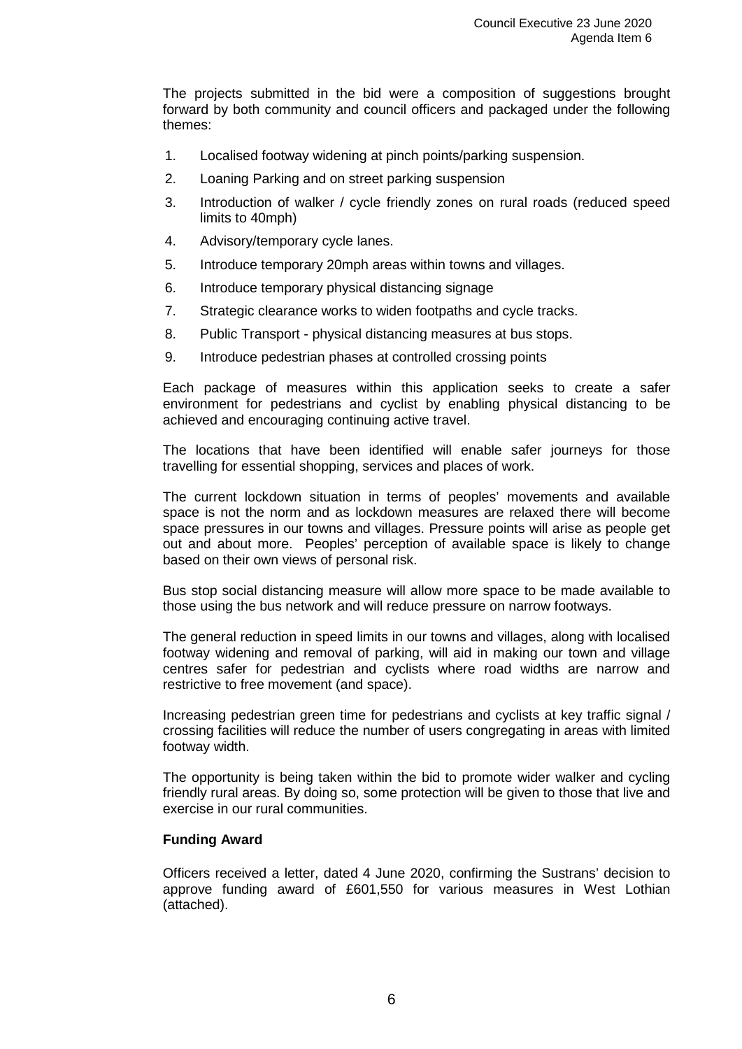The projects submitted in the bid were a composition of suggestions brought forward by both community and council officers and packaged under the following themes:

1. Localised footway widening at pinch points/parking suspension.
2. Loaning Parking and on street parking suspension
3. Introduction of walker / cycle friendly zones on rural roads (reduced speed limits to 40mph)
4. Advisory/temporary cycle lanes.
5. Introduce temporary 20mph areas within towns and villages.
6. Introduce temporary physical distancing signage
7. Strategic clearance works to widen footpaths and cycle tracks.
8. Public Transport - physical distancing measures at bus stops.
9. Introduce pedestrian phases at controlled crossing points

Each package of measures within this application seeks to create a safer environment for pedestrians and cyclist by enabling physical distancing to be achieved and encouraging continuing active travel.

The locations that have been identified will enable safer journeys for those travelling for essential shopping, services and places of work.

The current lockdown situation in terms of peoples' movements and available space is not the norm and as lockdown measures are relaxed there will become space pressures in our towns and villages. Pressure points will arise as people get out and about more. Peoples' perception of available space is likely to change based on their own views of personal risk.

Bus stop social distancing measure will allow more space to be made available to those using the bus network and will reduce pressure on narrow footways.

The general reduction in speed limits in our towns and villages, along with localised footway widening and removal of parking, will aid in making our town and village centres safer for pedestrian and cyclists where road widths are narrow and restrictive to free movement (and space).

Increasing pedestrian green time for pedestrians and cyclists at key traffic signal / crossing facilities will reduce the number of users congregating in areas with limited footway width.

The opportunity is being taken within the bid to promote wider walker and cycling friendly rural areas. By doing so, some protection will be given to those that live and exercise in our rural communities.

**Funding Award**

Officers received a letter, dated 4 June 2020, confirming the Sustrans' decision to approve funding award of £601,550 for various measures in West Lothian (attached).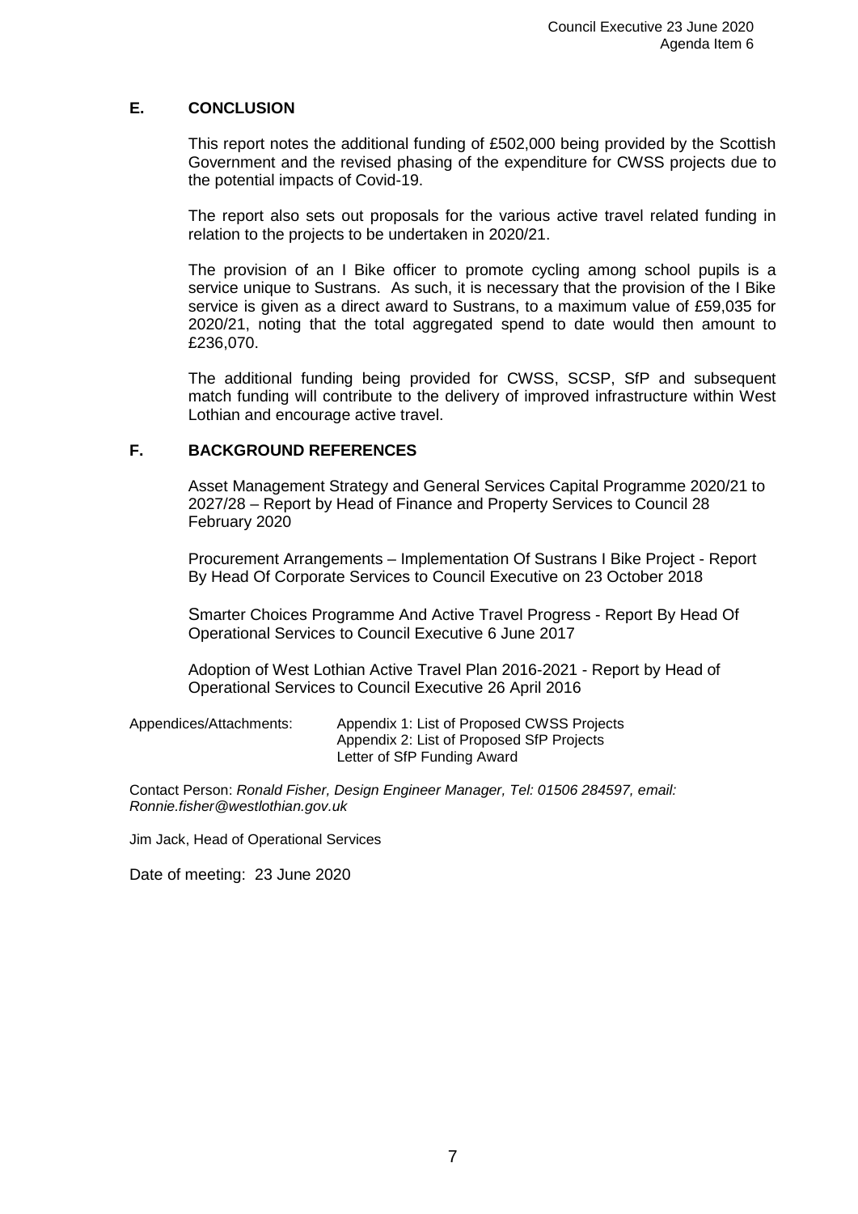## E. CONCLUSION

This report notes the additional funding of £502,000 being provided by the Scottish Government and the revised phasing of the expenditure for CWSS projects due to the potential impacts of Covid-19.

The report also sets out proposals for the various active travel related funding in relation to the projects to be undertaken in 2020/21.

The provision of an I Bike officer to promote cycling among school pupils is a service unique to Sustrans. As such, it is necessary that the provision of the I Bike service is given as a direct award to Sustrans, to a maximum value of £59,035 for 2020/21, noting that the total aggregated spend to date would then amount to £236,070.

The additional funding being provided for CWSS, SCSP, SfP and subsequent match funding will contribute to the delivery of improved infrastructure within West Lothian and encourage active travel.

## F. BACKGROUND REFERENCES

Asset Management Strategy and General Services Capital Programme 2020/21 to 2027/28 – Report by Head of Finance and Property Services to Council 28 February 2020

Procurement Arrangements – Implementation Of Sustrans I Bike Project - Report By Head Of Corporate Services to Council Executive on 23 October 2018

Smarter Choices Programme And Active Travel Progress - Report By Head Of Operational Services to Council Executive 6 June 2017

Adoption of West Lothian Active Travel Plan 2016-2021 - Report by Head of Operational Services to Council Executive 26 April 2016

Appendices/Attachments: Appendix 1: List of Proposed CWSS Projects
Appendix 2: List of Proposed SfP Projects
Letter of SfP Funding Award

Contact Person: *Ronald Fisher, Design Engineer Manager, Tel: 01506 284597, email: Ronnie.fisher@westlothian.gov.uk*

Jim Jack, Head of Operational Services

Date of meeting: 23 June 2020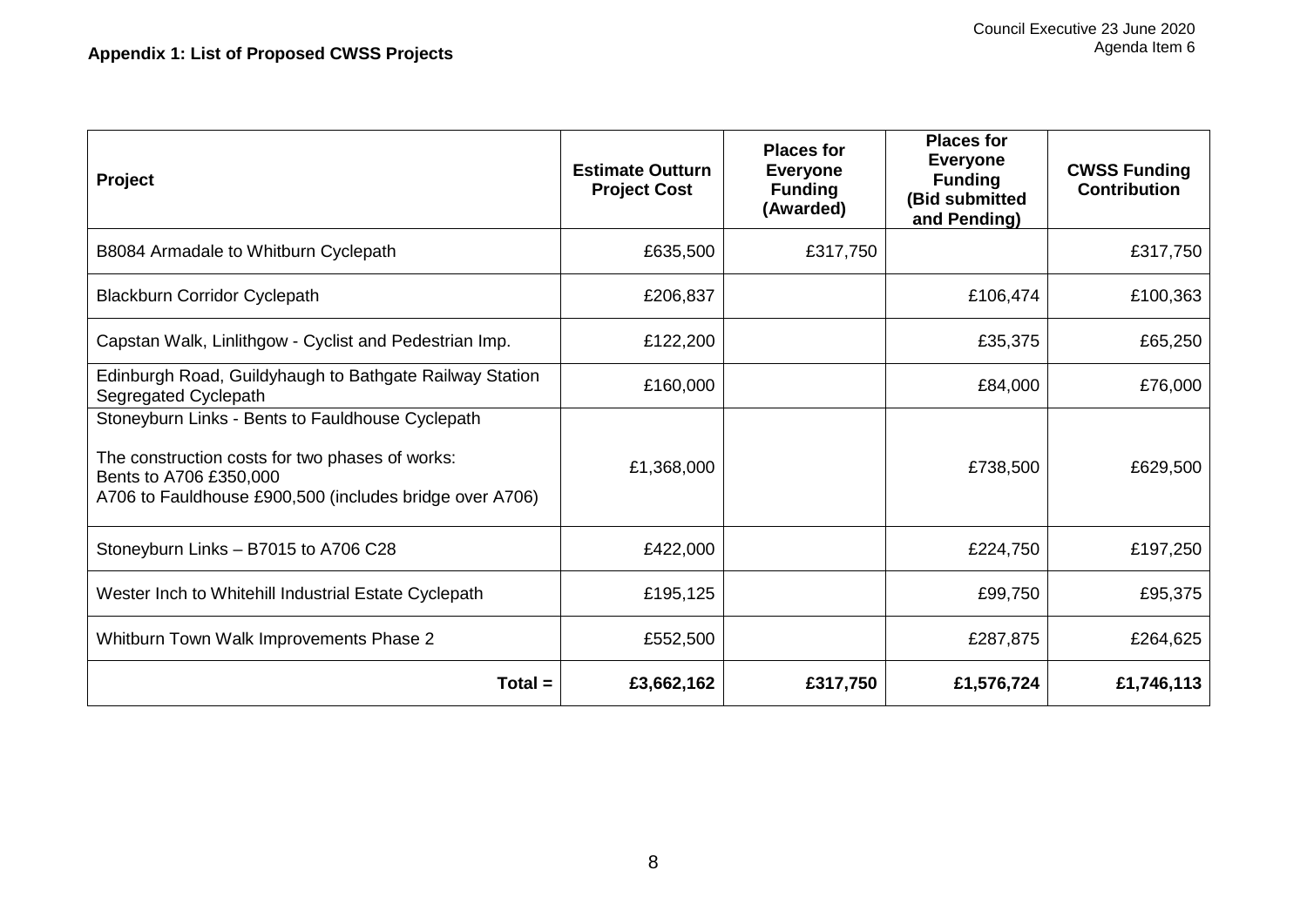**Appendix 1: List of Proposed CWSS Projects**

| Project | Estimate Outturn Project Cost | Places for Everyone Funding (Awarded) | Places for Everyone Funding (Bid submitted and Pending) | CWSS Funding Contribution |
|---|---|---|---|---|
| B8084 Armadale to Whitburn Cyclepath | £635,500 | £317,750 | | £317,750 |
| Blackburn Corridor Cyclepath | £206,837 | | £106,474 | £100,363 |
| Capstan Walk, Linlithgow - Cyclist and Pedestrian Imp. | £122,200 | | £35,375 | £65,250 |
| Edinburgh Road, Guildyhaugh to Bathgate Railway Station Segregated Cyclepath | £160,000 | | £84,000 | £76,000 |
| Stoneyburn Links - Bents to Fauldhouse Cyclepath<br><br>The construction costs for two phases of works:<br>Bents to A706 £350,000<br>A706 to Fauldhouse £900,500 (includes bridge over A706) | £1,368,000 | | £738,500 | £629,500 |
| Stoneyburn Links – B7015 to A706 C28 | £422,000 | | £224,750 | £197,250 |
| Wester Inch to Whitehill Industrial Estate Cyclepath | £195,125 | | £99,750 | £95,375 |
| Whitburn Town Walk Improvements Phase 2 | £552,500 | | £287,875 | £264,625 |
| **Total =** | **£3,662,162** | **£317,750** | **£1,576,724** | **£1,746,113** |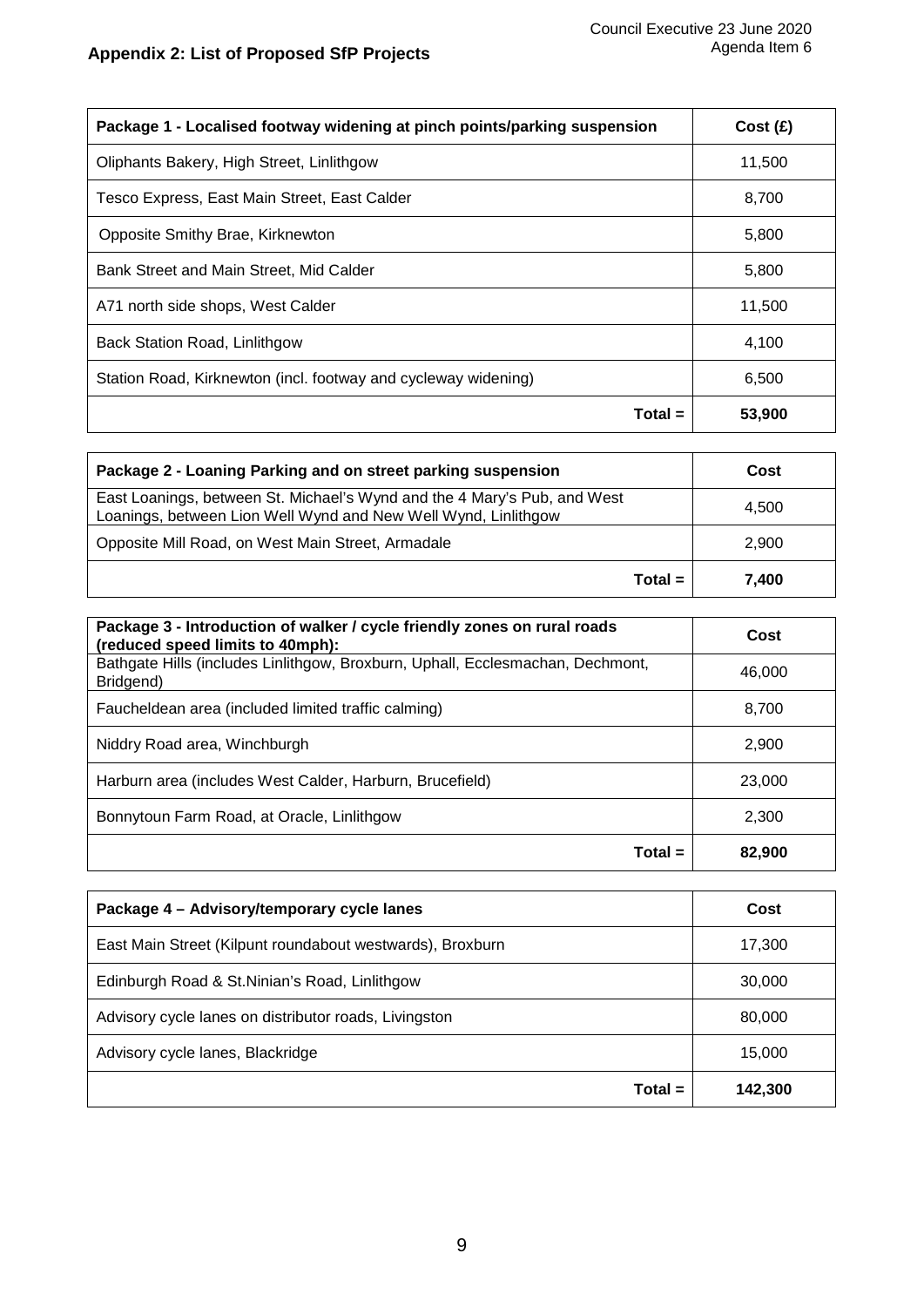## Appendix 2: List of Proposed SfP Projects

| Package 1 - Localised footway widening at pinch points/parking suspension | Cost (£) |
|---|---|
| Oliphants Bakery, High Street, Linlithgow | 11,500 |
| Tesco Express, East Main Street, East Calder | 8,700 |
| Opposite Smithy Brae, Kirknewton | 5,800 |
| Bank Street and Main Street, Mid Calder | 5,800 |
| A71 north side shops, West Calder | 11,500 |
| Back Station Road, Linlithgow | 4,100 |
| Station Road, Kirknewton (incl. footway and cycleway widening) | 6,500 |
| **Total =** | **53,900** |

| Package 2 - Loaning Parking and on street parking suspension | Cost |
|---|---|
| East Loanings, between St. Michael's Wynd and the 4 Mary's Pub, and West Loanings, between Lion Well Wynd and New Well Wynd, Linlithgow | 4,500 |
| Opposite Mill Road, on West Main Street, Armadale | 2,900 |
| **Total =** | **7,400** |

| Package 3 - Introduction of walker / cycle friendly zones on rural roads (reduced speed limits to 40mph): | Cost |
|---|---|
| Bathgate Hills (includes Linlithgow, Broxburn, Uphall, Ecclesmachan, Dechmont, Bridgend) | 46,000 |
| Faucheldean area (included limited traffic calming) | 8,700 |
| Niddry Road area, Winchburgh | 2,900 |
| Harburn area (includes West Calder, Harburn, Brucefield) | 23,000 |
| Bonnytoun Farm Road, at Oracle, Linlithgow | 2,300 |
| **Total =** | **82,900** |

| Package 4 – Advisory/temporary cycle lanes | Cost |
|---|---|
| East Main Street (Kilpunt roundabout westwards), Broxburn | 17,300 |
| Edinburgh Road & St.Ninian's Road, Linlithgow | 30,000 |
| Advisory cycle lanes on distributor roads, Livingston | 80,000 |
| Advisory cycle lanes, Blackridge | 15,000 |
| **Total =** | **142,300** |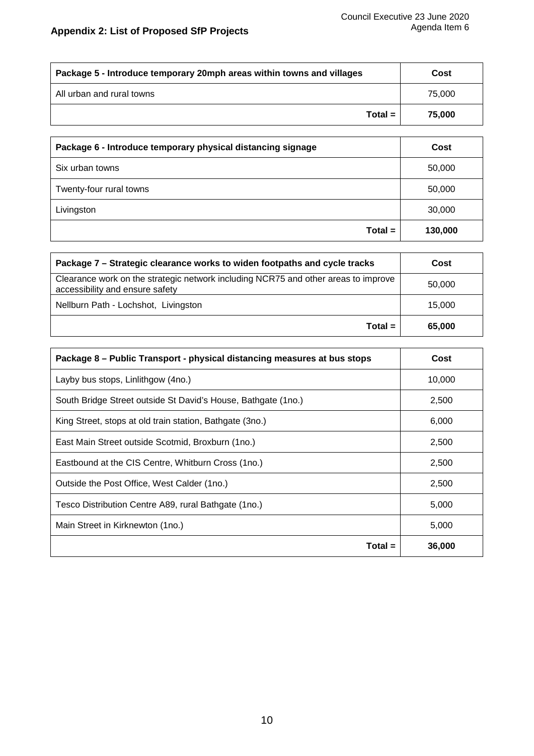## Appendix 2: List of Proposed SfP Projects

| Package 5 - Introduce temporary 20mph areas within towns and villages | Cost |
|---|---|
| All urban and rural towns | 75,000 |
| **Total =** | **75,000** |

| Package 6 - Introduce temporary physical distancing signage | Cost |
|---|---|
| Six urban towns | 50,000 |
| Twenty-four rural towns | 50,000 |
| Livingston | 30,000 |
| **Total =** | **130,000** |

| Package 7 – Strategic clearance works to widen footpaths and cycle tracks | Cost |
|---|---|
| Clearance work on the strategic network including NCR75 and other areas to improve accessibility and ensure safety | 50,000 |
| Nellburn Path - Lochshot, Livingston | 15,000 |
| **Total =** | **65,000** |

| Package 8 – Public Transport - physical distancing measures at bus stops | Cost |
|---|---|
| Layby bus stops, Linlithgow (4no.) | 10,000 |
| South Bridge Street outside St David's House, Bathgate (1no.) | 2,500 |
| King Street, stops at old train station, Bathgate (3no.) | 6,000 |
| East Main Street outside Scotmid, Broxburn (1no.) | 2,500 |
| Eastbound at the CIS Centre, Whitburn Cross (1no.) | 2,500 |
| Outside the Post Office, West Calder (1no.) | 2,500 |
| Tesco Distribution Centre A89, rural Bathgate (1no.) | 5,000 |
| Main Street in Kirknewton (1no.) | 5,000 |
| **Total =** | **36,000** |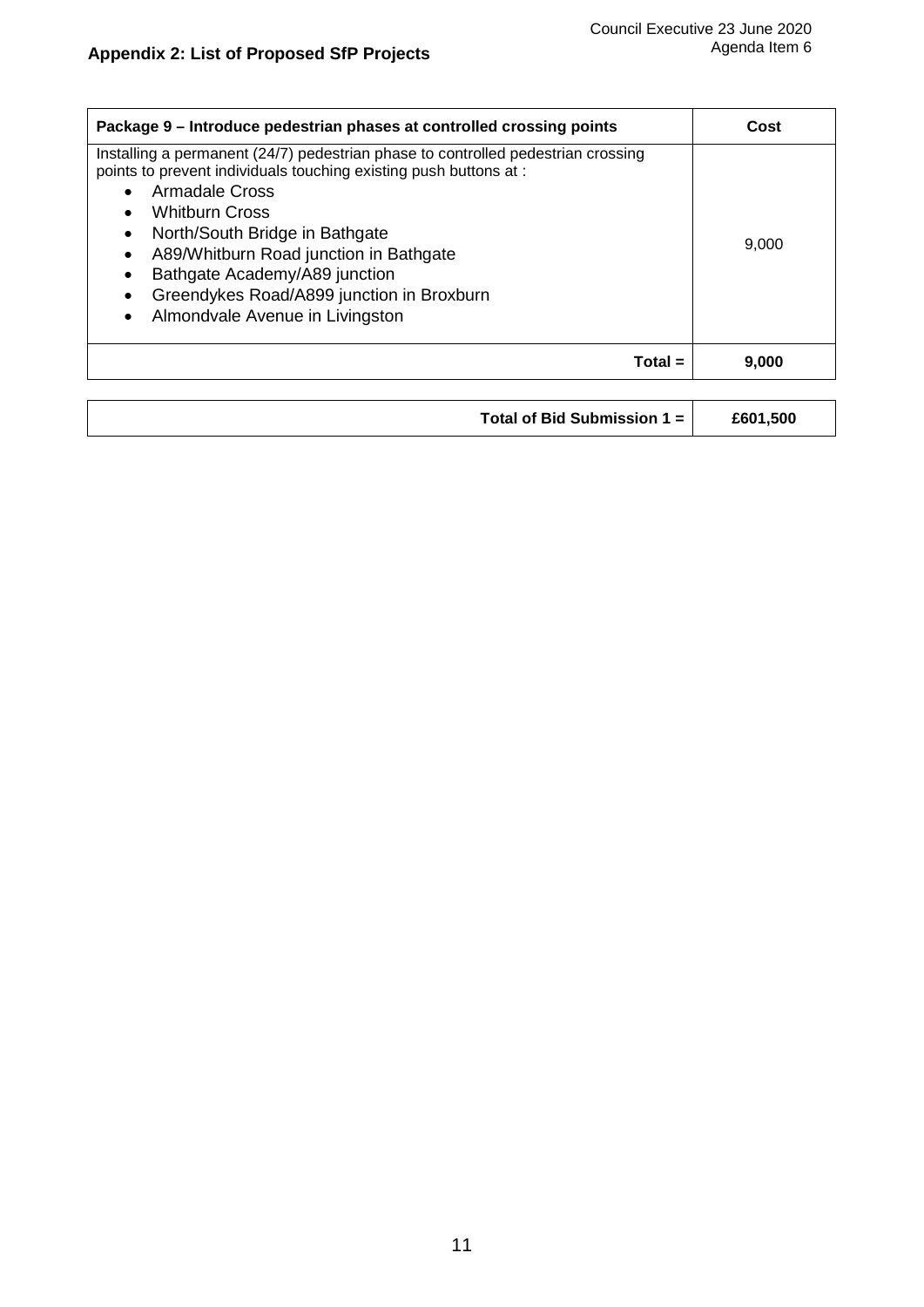## Appendix 2: List of Proposed SfP Projects

| Package 9 – Introduce pedestrian phases at controlled crossing points | Cost |
|---|---|
| Installing a permanent (24/7) pedestrian phase to controlled pedestrian crossing points to prevent individuals touching existing push buttons at :<br>• Armadale Cross<br>• Whitburn Cross<br>• North/South Bridge in Bathgate<br>• A89/Whitburn Road junction in Bathgate<br>• Bathgate Academy/A89 junction<br>• Greendykes Road/A899 junction in Broxburn<br>• Almondvale Avenue in Livingston | 9,000 |
| **Total =** | **9,000** |

| **Total of Bid Submission 1 =** | **£601,500** |
|---|---|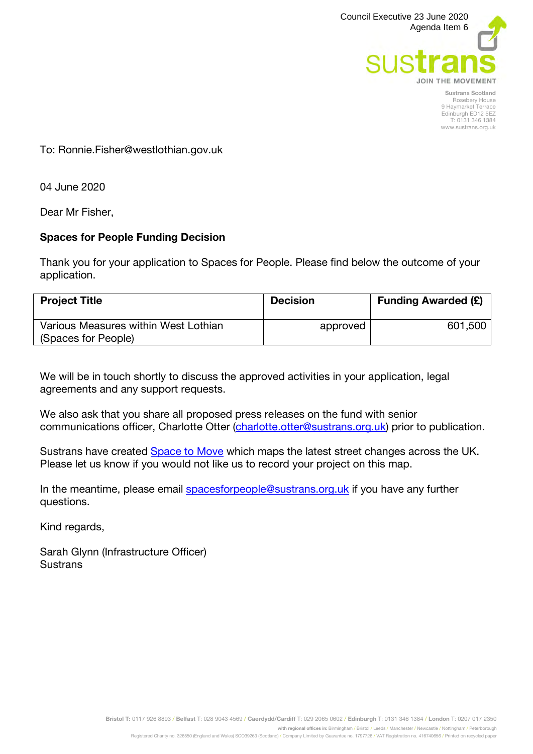Council Executive 23 June 2020
Agenda Item 6

sustrans
JOIN THE MOVEMENT

Sustrans Scotland
Rosebery House
9 Haymarket Terrace
Edinburgh ED12 5EZ
T: 0131 346 1384
www.sustrans.org.uk

To: Ronnie.Fisher@westlothian.gov.uk

04 June 2020

Dear Mr Fisher,

**Spaces for People Funding Decision**

Thank you for your application to Spaces for People. Please find below the outcome of your application.

| Project Title | Decision | Funding Awarded (£) |
|---|---|---|
| Various Measures within West Lothian (Spaces for People) | approved | 601,500 |

We will be in touch shortly to discuss the approved activities in your application, legal agreements and any support requests.

We also ask that you share all proposed press releases on the fund with senior communications officer, Charlotte Otter (charlotte.otter@sustrans.org.uk) prior to publication.

Sustrans have created Space to Move which maps the latest street changes across the UK. Please let us know if you would not like us to record your project on this map.

In the meantime, please email spacesforpeople@sustrans.org.uk if you have any further questions.

Kind regards,

Sarah Glynn (Infrastructure Officer)
Sustrans

**Bristol T:** 0117 926 8893 / **Belfast** T: 028 9043 4569 / **Caerdydd/Cardiff** T: 029 2065 0602 / **Edinburgh** T: 0131 346 1384 / **London** T: 0207 017 2350
**with regional offices in:** Birmingham / Bristol / Leeds / Manchester / Newcastle / Nottingham / Peterborough
Registered Charity no. 326550 (England and Wales) SCO39263 (Scotland) / Company Limited by Guarantee no. 1797726 / VAT Registration no. 416740656 / Printed on recycled paper